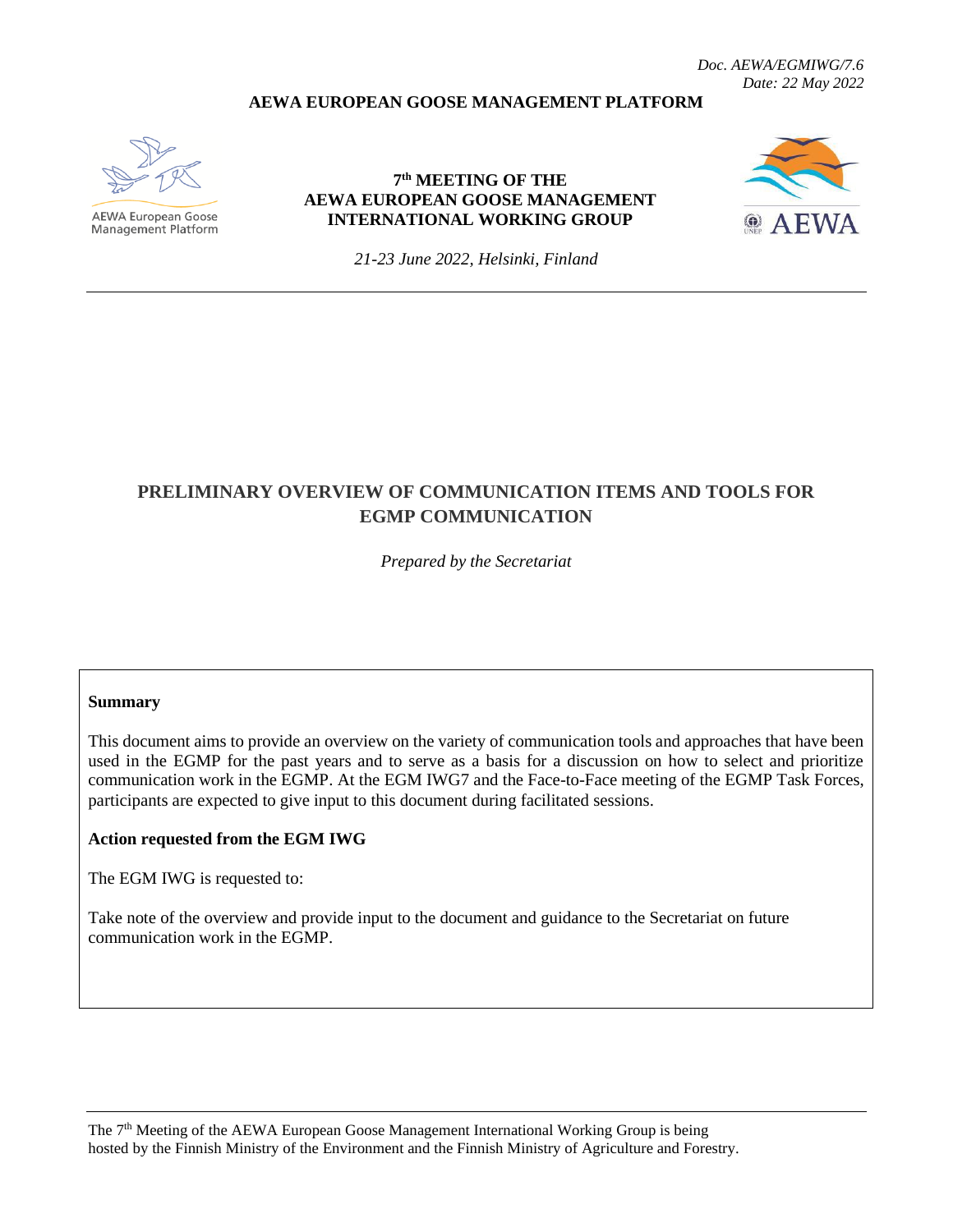*Doc. AEWA/EGMIWG/7.6*
*Date: 22 May 2022*

**AEWA EUROPEAN GOOSE MANAGEMENT PLATFORM**

AEWA European Goose Management Platform

**7th MEETING OF THE AEWA EUROPEAN GOOSE MANAGEMENT INTERNATIONAL WORKING GROUP**

*21-23 June 2022, Helsinki, Finland*

---

# PRELIMINARY OVERVIEW OF COMMUNICATION ITEMS AND TOOLS FOR EGMP COMMUNICATION

*Prepared by the Secretariat*

**Summary**

This document aims to provide an overview on the variety of communication tools and approaches that have been used in the EGMP for the past years and to serve as a basis for a discussion on how to select and prioritize communication work in the EGMP. At the EGM IWG7 and the Face-to-Face meeting of the EGMP Task Forces, participants are expected to give input to this document during facilitated sessions.

**Action requested from the EGM IWG**

The EGM IWG is requested to:

Take note of the overview and provide input to the document and guidance to the Secretariat on future communication work in the EGMP.

---

The 7th Meeting of the AEWA European Goose Management International Working Group is being hosted by the Finnish Ministry of the Environment and the Finnish Ministry of Agriculture and Forestry.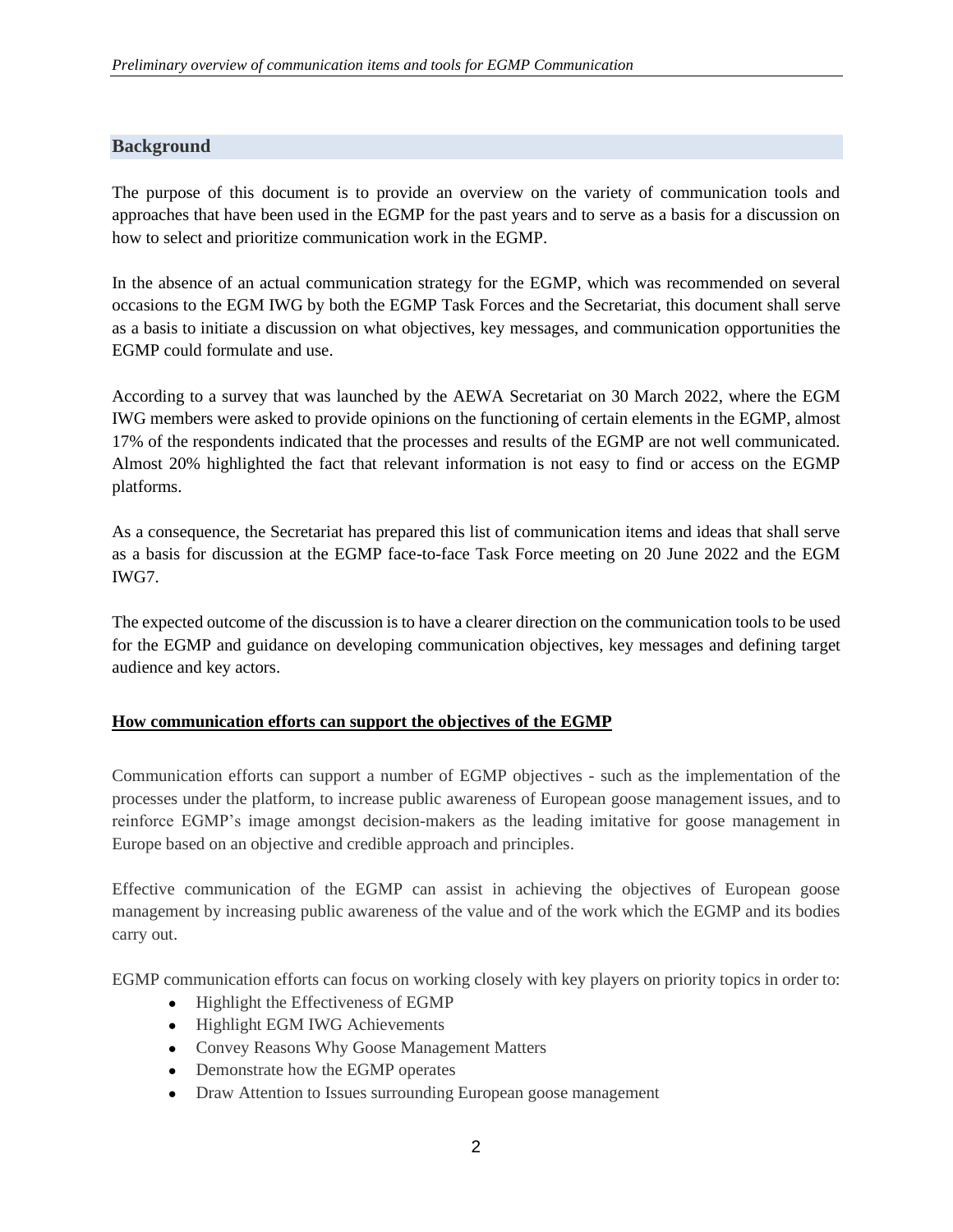## Background

The purpose of this document is to provide an overview on the variety of communication tools and approaches that have been used in the EGMP for the past years and to serve as a basis for a discussion on how to select and prioritize communication work in the EGMP.

In the absence of an actual communication strategy for the EGMP, which was recommended on several occasions to the EGM IWG by both the EGMP Task Forces and the Secretariat, this document shall serve as a basis to initiate a discussion on what objectives, key messages, and communication opportunities the EGMP could formulate and use.

According to a survey that was launched by the AEWA Secretariat on 30 March 2022, where the EGM IWG members were asked to provide opinions on the functioning of certain elements in the EGMP, almost 17% of the respondents indicated that the processes and results of the EGMP are not well communicated. Almost 20% highlighted the fact that relevant information is not easy to find or access on the EGMP platforms.

As a consequence, the Secretariat has prepared this list of communication items and ideas that shall serve as a basis for discussion at the EGMP face-to-face Task Force meeting on 20 June 2022 and the EGM IWG7.

The expected outcome of the discussion is to have a clearer direction on the communication tools to be used for the EGMP and guidance on developing communication objectives, key messages and defining target audience and key actors.

**How communication efforts can support the objectives of the EGMP**

Communication efforts can support a number of EGMP objectives - such as the implementation of the processes under the platform, to increase public awareness of European goose management issues, and to reinforce EGMP's image amongst decision-makers as the leading imitative for goose management in Europe based on an objective and credible approach and principles.

Effective communication of the EGMP can assist in achieving the objectives of European goose management by increasing public awareness of the value and of the work which the EGMP and its bodies carry out.

EGMP communication efforts can focus on working closely with key players on priority topics in order to:

- Highlight the Effectiveness of EGMP
- Highlight EGM IWG Achievements
- Convey Reasons Why Goose Management Matters
- Demonstrate how the EGMP operates
- Draw Attention to Issues surrounding European goose management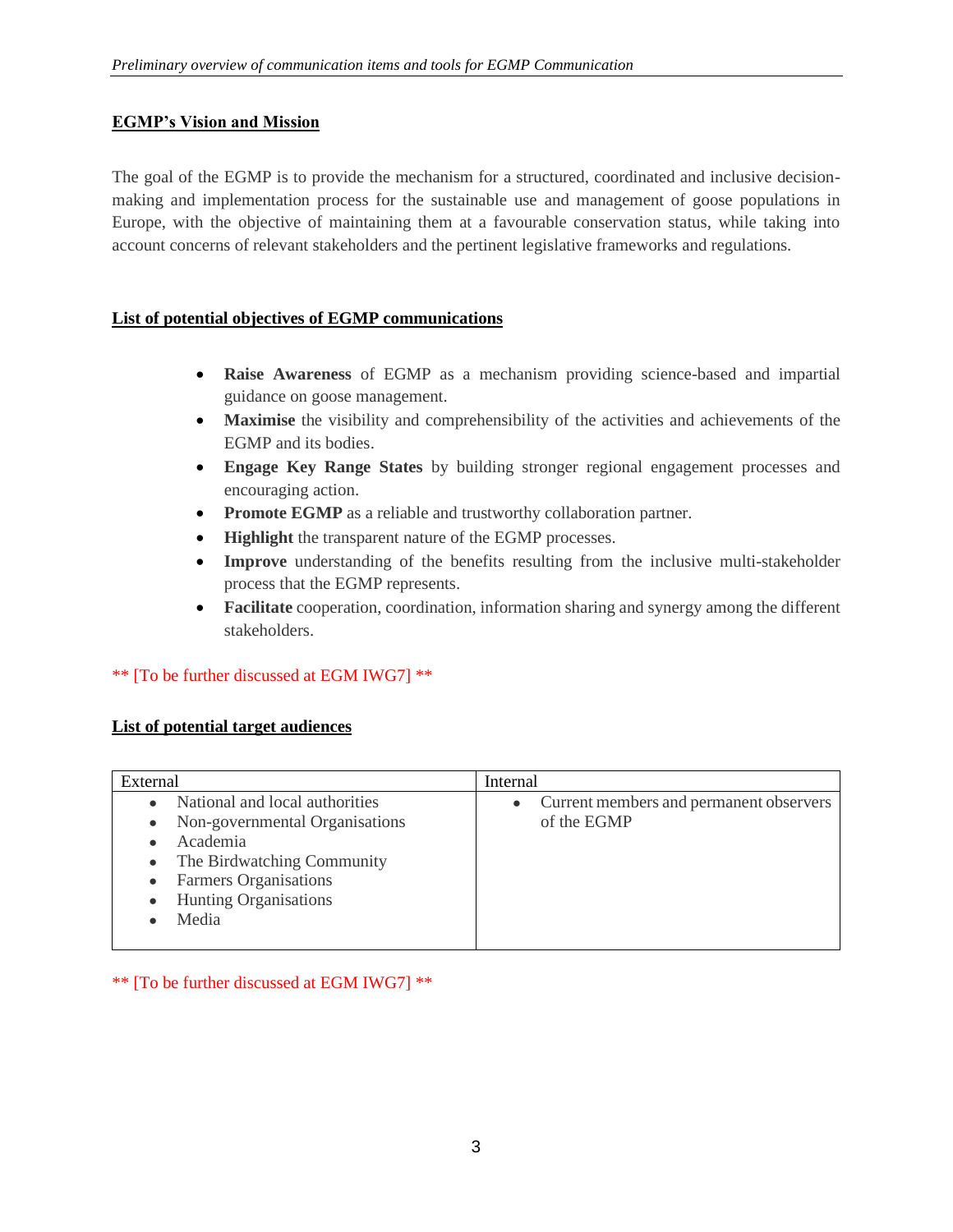## EGMP's Vision and Mission

The goal of the EGMP is to provide the mechanism for a structured, coordinated and inclusive decision-making and implementation process for the sustainable use and management of goose populations in Europe, with the objective of maintaining them at a favourable conservation status, while taking into account concerns of relevant stakeholders and the pertinent legislative frameworks and regulations.

## List of potential objectives of EGMP communications

- **Raise Awareness** of EGMP as a mechanism providing science-based and impartial guidance on goose management.
- **Maximise** the visibility and comprehensibility of the activities and achievements of the EGMP and its bodies.
- **Engage Key Range States** by building stronger regional engagement processes and encouraging action.
- **Promote EGMP** as a reliable and trustworthy collaboration partner.
- **Highlight** the transparent nature of the EGMP processes.
- **Improve** understanding of the benefits resulting from the inclusive multi-stakeholder process that the EGMP represents.
- **Facilitate** cooperation, coordination, information sharing and synergy among the different stakeholders.

** [To be further discussed at EGM IWG7] **

## List of potential target audiences

| External | Internal |
|---|---|
| • National and local authorities<br>• Non-governmental Organisations<br>• Academia<br>• The Birdwatching Community<br>• Farmers Organisations<br>• Hunting Organisations<br>• Media | • Current members and permanent observers of the EGMP |

** [To be further discussed at EGM IWG7] **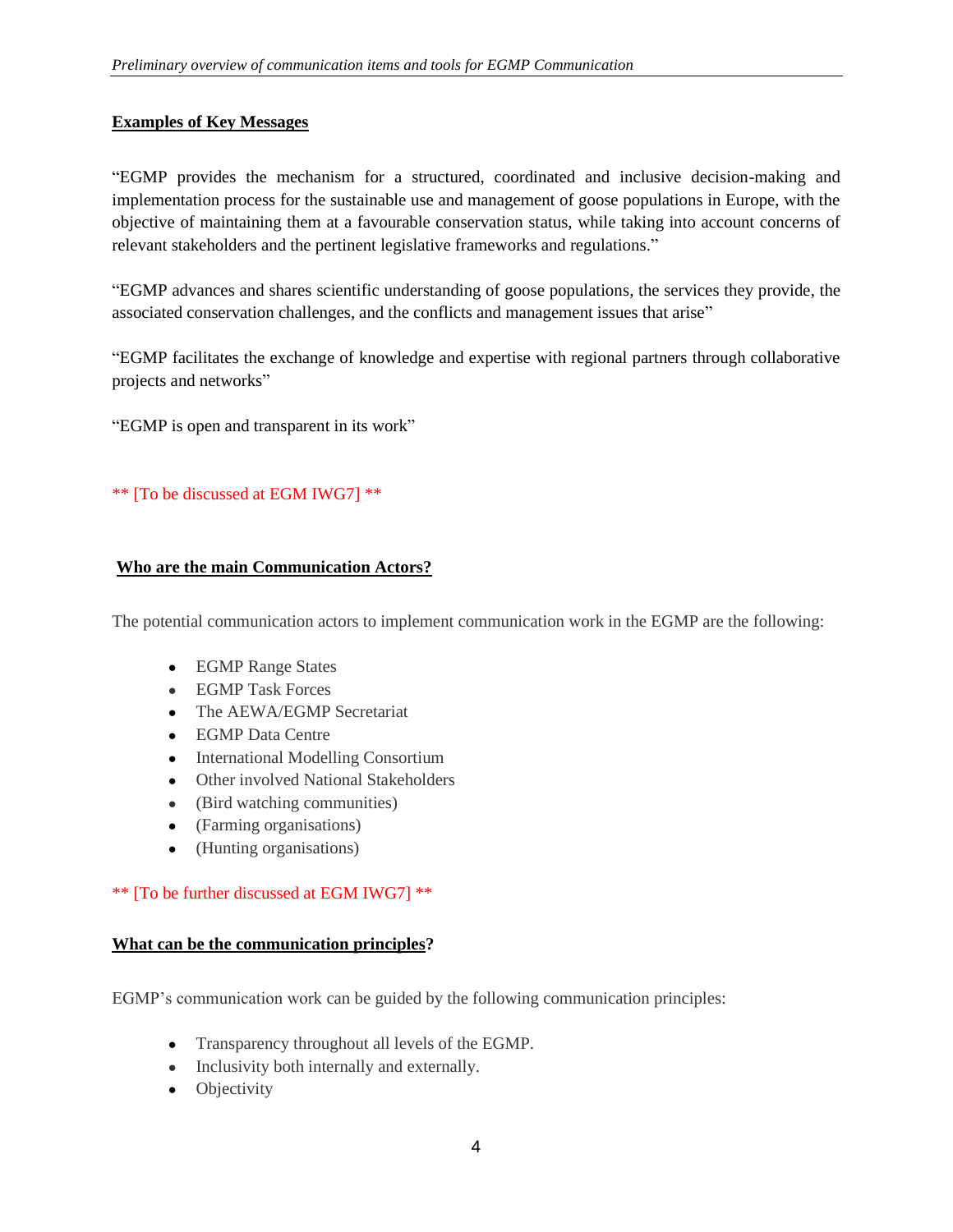**Examples of Key Messages**

"EGMP provides the mechanism for a structured, coordinated and inclusive decision-making and implementation process for the sustainable use and management of goose populations in Europe, with the objective of maintaining them at a favourable conservation status, while taking into account concerns of relevant stakeholders and the pertinent legislative frameworks and regulations."

"EGMP advances and shares scientific understanding of goose populations, the services they provide, the associated conservation challenges, and the conflicts and management issues that arise"

"EGMP facilitates the exchange of knowledge and expertise with regional partners through collaborative projects and networks"

"EGMP is open and transparent in its work"

** [To be discussed at EGM IWG7] **

**Who are the main Communication Actors?**

The potential communication actors to implement communication work in the EGMP are the following:

- EGMP Range States
- EGMP Task Forces
- The AEWA/EGMP Secretariat
- EGMP Data Centre
- International Modelling Consortium
- Other involved National Stakeholders
- (Bird watching communities)
- (Farming organisations)
- (Hunting organisations)

** [To be further discussed at EGM IWG7] **

**What can be the communication principles?**

EGMP's communication work can be guided by the following communication principles:

- Transparency throughout all levels of the EGMP.
- Inclusivity both internally and externally.
- Objectivity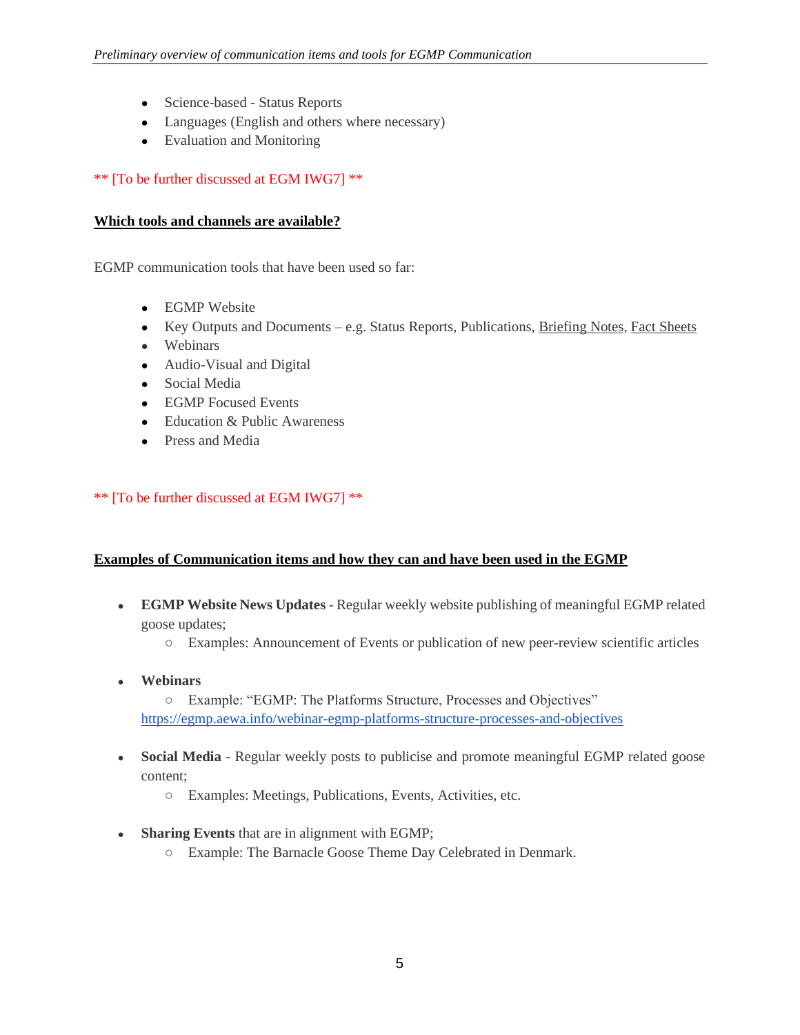- Science-based - Status Reports
- Languages (English and others where necessary)
- Evaluation and Monitoring

** [To be further discussed at EGM IWG7] **

**Which tools and channels are available?**

EGMP communication tools that have been used so far:

- EGMP Website
- Key Outputs and Documents – e.g. Status Reports, Publications, Briefing Notes, Fact Sheets
- Webinars
- Audio-Visual and Digital
- Social Media
- EGMP Focused Events
- Education & Public Awareness
- Press and Media

** [To be further discussed at EGM IWG7] **

**Examples of Communication items and how they can and have been used in the EGMP**

- **EGMP Website News Updates** - Regular weekly website publishing of meaningful EGMP related goose updates;
  - Examples: Announcement of Events or publication of new peer-review scientific articles

- **Webinars**
  - Example: "EGMP: The Platforms Structure, Processes and Objectives"
  https://egmp.aewa.info/webinar-egmp-platforms-structure-processes-and-objectives

- **Social Media** - Regular weekly posts to publicise and promote meaningful EGMP related goose content;
  - Examples: Meetings, Publications, Events, Activities, etc.

- **Sharing Events** that are in alignment with EGMP;
  - Example: The Barnacle Goose Theme Day Celebrated in Denmark.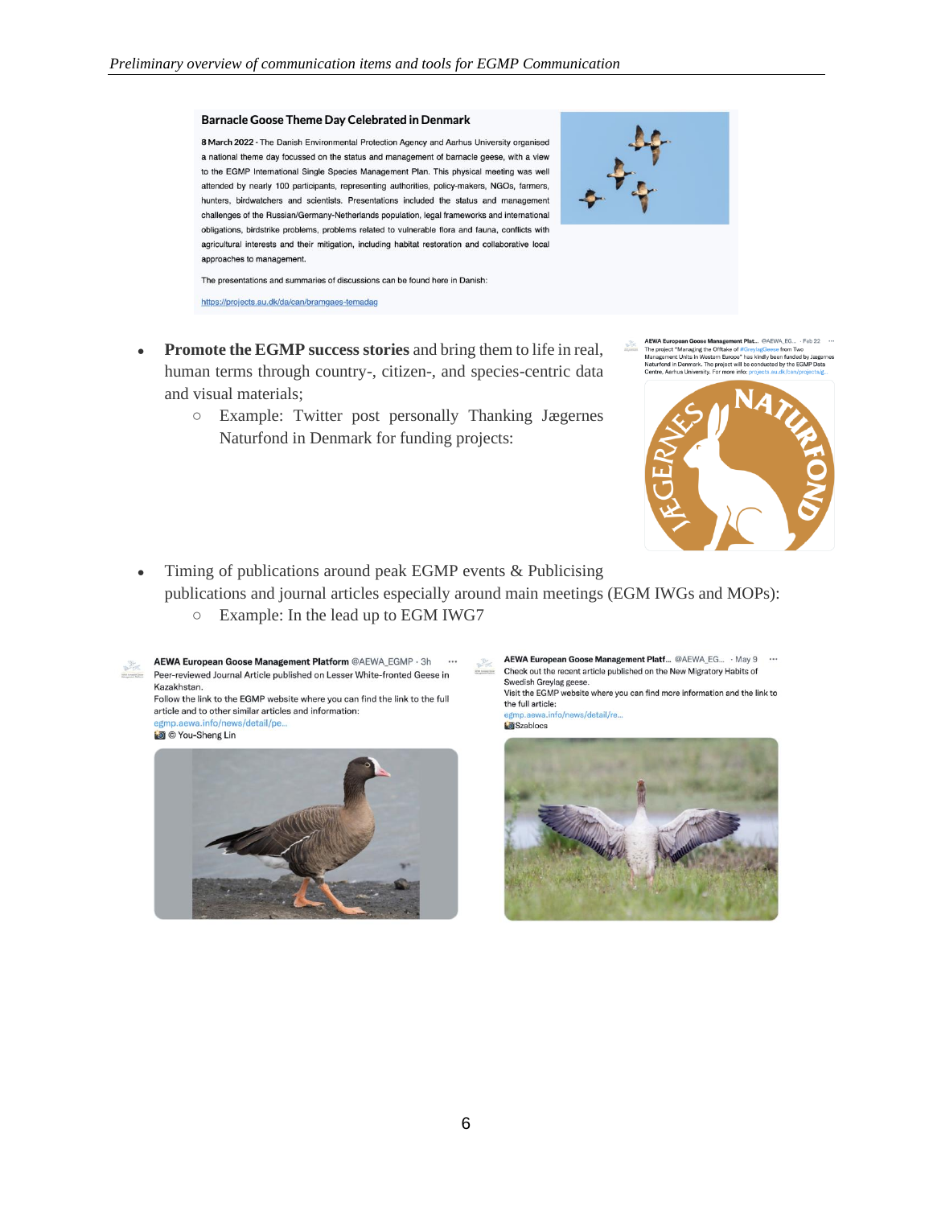**Barnacle Goose Theme Day Celebrated in Denmark**

8 March 2022 - The Danish Environmental Protection Agency and Aarhus University organised a national theme day focussed on the status and management of barnacle geese, with a view to the EGMP International Single Species Management Plan. This physical meeting was well attended by nearly 100 participants, representing authorities, policy-makers, NGOs, farmers, hunters, birdwatchers and scientists. Presentations included the status and management challenges of the Russian/Germany-Netherlands population, legal frameworks and international obligations, birdstrike problems, problems related to vulnerable flora and fauna, conflicts with agricultural interests and their mitigation, including habitat restoration and collaborative local approaches to management.

The presentations and summaries of discussions can be found here in Danish:

https://projects.au.dk/da/can/bramgaes-temadag

- **Promote the EGMP success stories** and bring them to life in real, human terms through country-, citizen-, and species-centric data and visual materials;
  - Example: Twitter post personally Thanking Jægernes Naturfond in Denmark for funding projects:

AEWA European Goose Management Plat... @AEWA_EG... · Feb 22
The project "Managing the Offtake of #GreylagGeese from Two Management Units in Western Europe" has kindly been funded by Jægernes Naturfond in Denmark. The project will be conducted by the EGMP Data Centre, Aarhus University. For more info: projects.au.dk/can/projects/g...

- Timing of publications around peak EGMP events & Publicising publications and journal articles especially around main meetings (EGM IWGs and MOPs):
  - Example: In the lead up to EGM IWG7

AEWA European Goose Management Platform @AEWA_EGMP · 3h
Peer-reviewed Journal Article published on Lesser White-fronted Geese in Kazakhstan.
Follow the link to the EGMP website where you can find the link to the full article and to other similar articles and information:
egmp.aewa.info/news/detail/pe...
📷 © You-Sheng Lin

AEWA European Goose Management Platf... @AEWA_EG... · May 9
Check out the recent article published on the New Migratory Habits of Swedish Greylag geese.
Visit the EGMP website where you can find more information and the link to the full article:
egmp.aewa.info/news/detail/re...
📷Szabloсs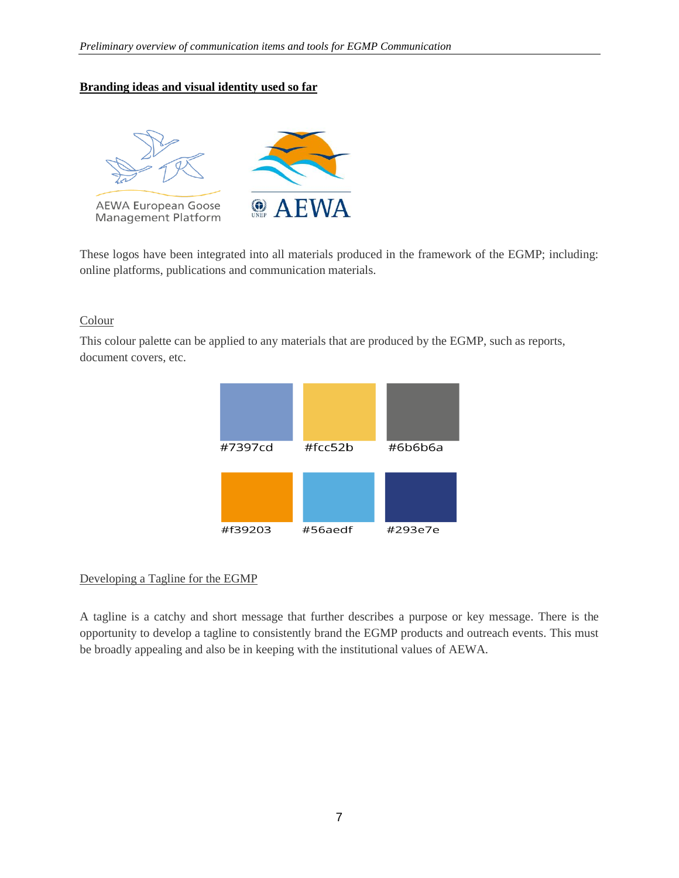**Branding ideas and visual identity used so far**

AEWA European Goose Management Platform

UNEP AEWA

These logos have been integrated into all materials produced in the framework of the EGMP; including: online platforms, publications and communication materials.

Colour

This colour palette can be applied to any materials that are produced by the EGMP, such as reports, document covers, etc.

#7397cd #fcc52b #6b6b6a

#f39203 #56aedf #293e7e

Developing a Tagline for the EGMP

A tagline is a catchy and short message that further describes a purpose or key message. There is the opportunity to develop a tagline to consistently brand the EGMP products and outreach events. This must be broadly appealing and also be in keeping with the institutional values of AEWA.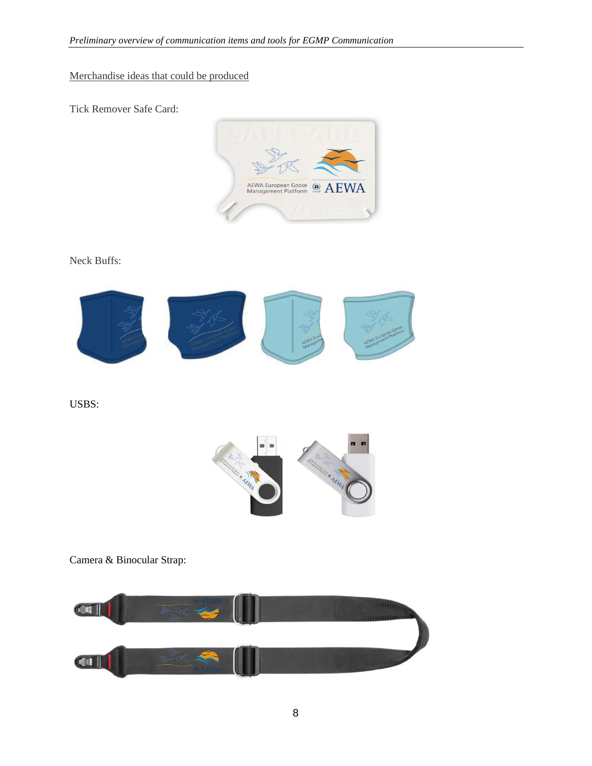Merchandise ideas that could be produced

Tick Remover Safe Card:

Neck Buffs:

USBS:

Camera & Binocular Strap: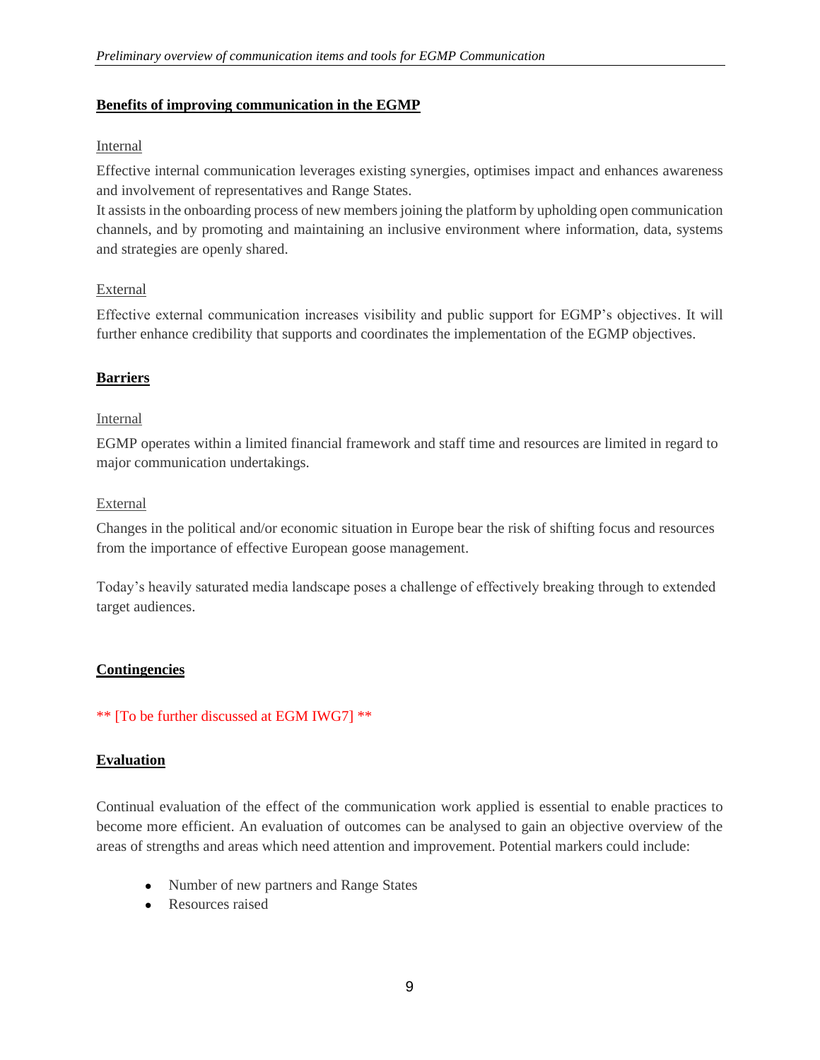## Benefits of improving communication in the EGMP

### Internal

Effective internal communication leverages existing synergies, optimises impact and enhances awareness and involvement of representatives and Range States.
It assists in the onboarding process of new members joining the platform by upholding open communication channels, and by promoting and maintaining an inclusive environment where information, data, systems and strategies are openly shared.

### External

Effective external communication increases visibility and public support for EGMP's objectives. It will further enhance credibility that supports and coordinates the implementation of the EGMP objectives.

## Barriers

### Internal

EGMP operates within a limited financial framework and staff time and resources are limited in regard to major communication undertakings.

### External

Changes in the political and/or economic situation in Europe bear the risk of shifting focus and resources from the importance of effective European goose management.

Today's heavily saturated media landscape poses a challenge of effectively breaking through to extended target audiences.

## Contingencies

** [To be further discussed at EGM IWG7] **

## Evaluation

Continual evaluation of the effect of the communication work applied is essential to enable practices to become more efficient. An evaluation of outcomes can be analysed to gain an objective overview of the areas of strengths and areas which need attention and improvement. Potential markers could include:

- Number of new partners and Range States
- Resources raised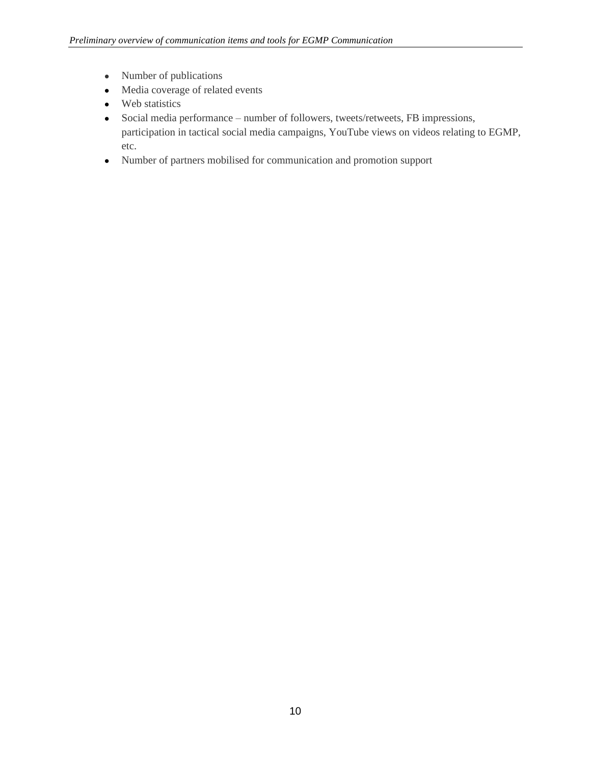- Number of publications
- Media coverage of related events
- Web statistics
- Social media performance – number of followers, tweets/retweets, FB impressions, participation in tactical social media campaigns, YouTube views on videos relating to EGMP, etc.
- Number of partners mobilised for communication and promotion support